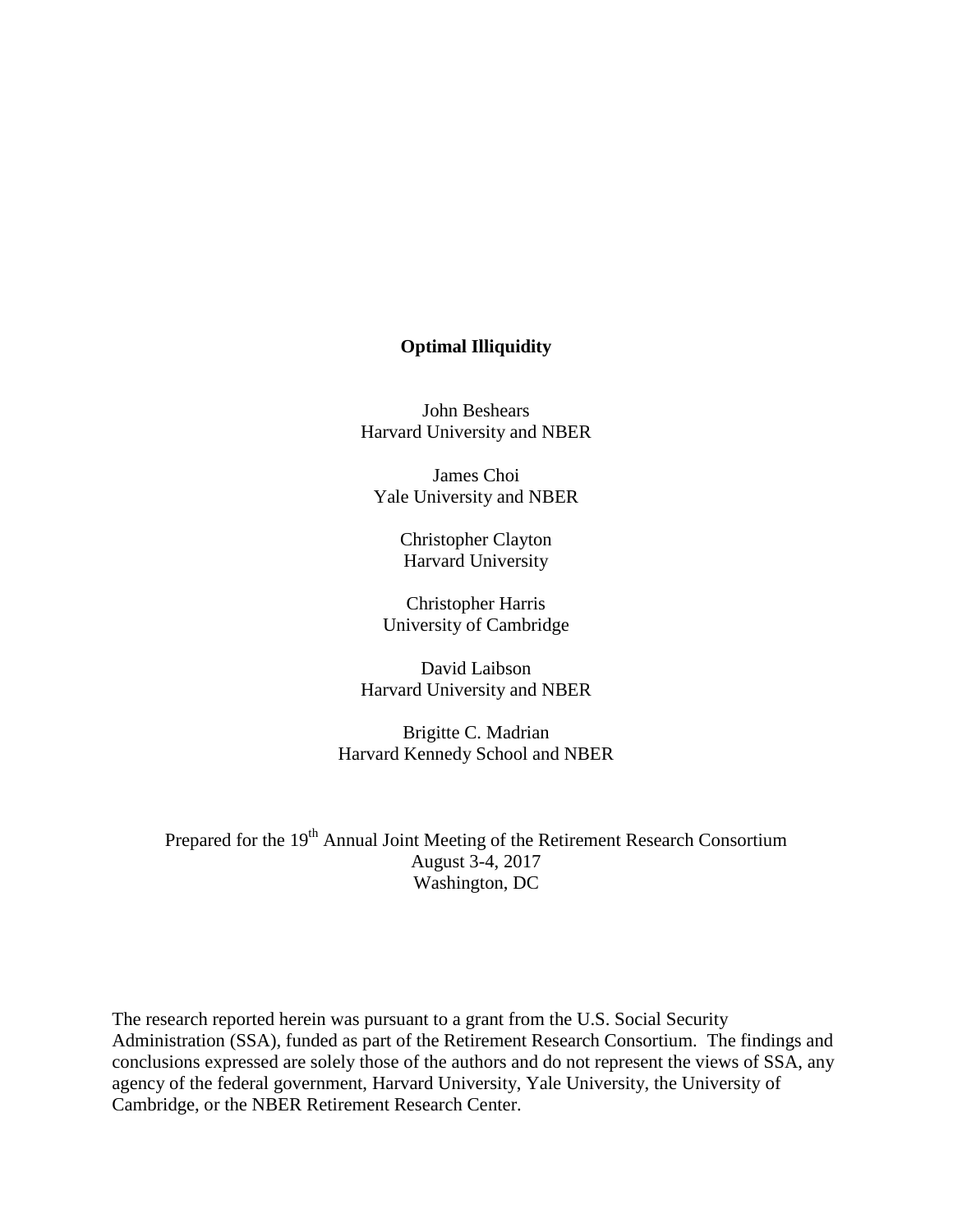# Optimal Illiquidity

John Beshears
Harvard University and NBER

James Choi
Yale University and NBER

Christopher Clayton
Harvard University

Christopher Harris
University of Cambridge

David Laibson
Harvard University and NBER

Brigitte C. Madrian
Harvard Kennedy School and NBER

Prepared for the 19th Annual Joint Meeting of the Retirement Research Consortium
August 3-4, 2017
Washington, DC

The research reported herein was pursuant to a grant from the U.S. Social Security Administration (SSA), funded as part of the Retirement Research Consortium. The findings and conclusions expressed are solely those of the authors and do not represent the views of SSA, any agency of the federal government, Harvard University, Yale University, the University of Cambridge, or the NBER Retirement Research Center.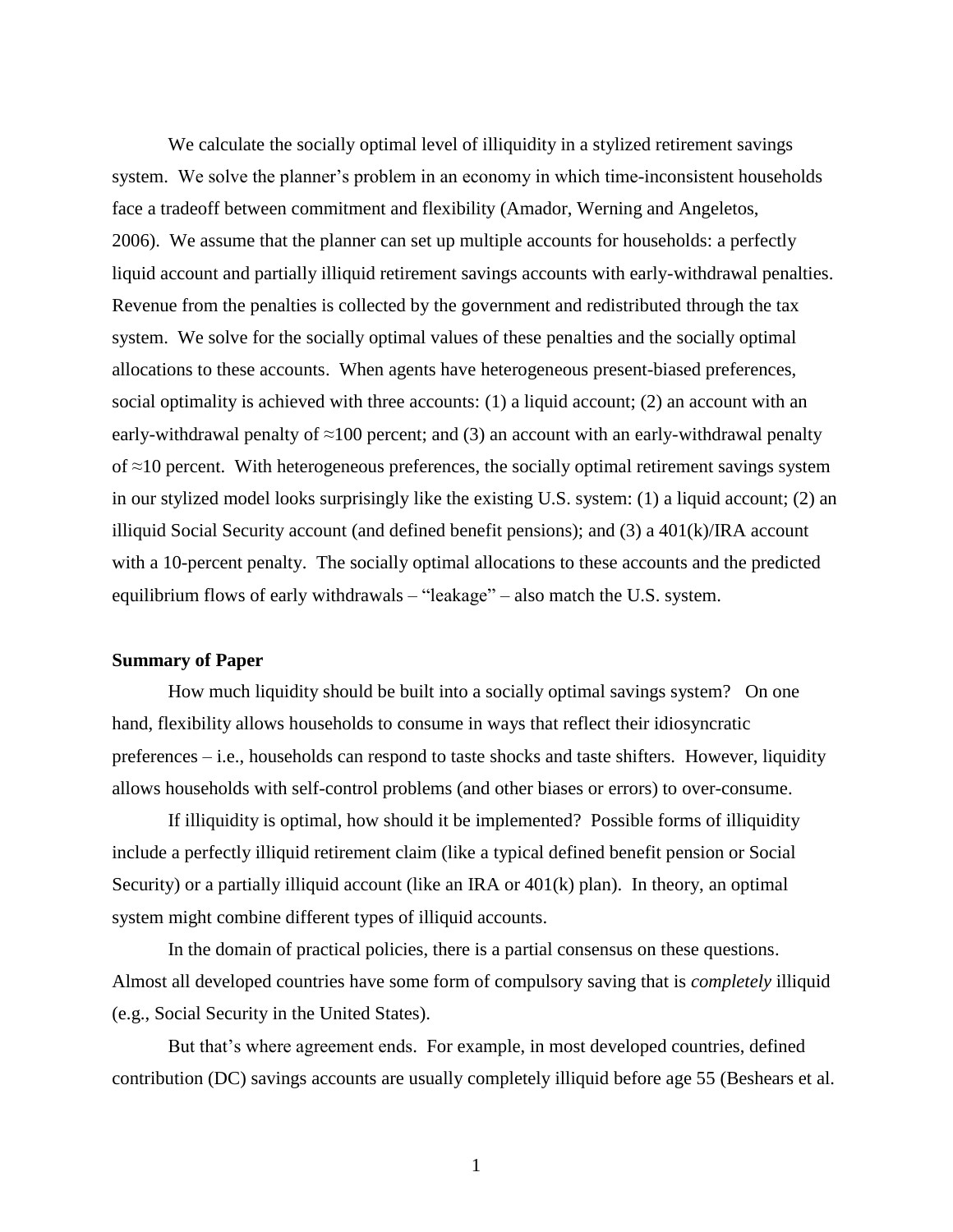We calculate the socially optimal level of illiquidity in a stylized retirement savings system. We solve the planner's problem in an economy in which time-inconsistent households face a tradeoff between commitment and flexibility (Amador, Werning and Angeletos, 2006). We assume that the planner can set up multiple accounts for households: a perfectly liquid account and partially illiquid retirement savings accounts with early-withdrawal penalties. Revenue from the penalties is collected by the government and redistributed through the tax system. We solve for the socially optimal values of these penalties and the socially optimal allocations to these accounts. When agents have heterogeneous present-biased preferences, social optimality is achieved with three accounts: (1) a liquid account; (2) an account with an early-withdrawal penalty of ≈100 percent; and (3) an account with an early-withdrawal penalty of ≈10 percent. With heterogeneous preferences, the socially optimal retirement savings system in our stylized model looks surprisingly like the existing U.S. system: (1) a liquid account; (2) an illiquid Social Security account (and defined benefit pensions); and (3) a 401(k)/IRA account with a 10-percent penalty. The socially optimal allocations to these accounts and the predicted equilibrium flows of early withdrawals – "leakage" – also match the U.S. system.

**Summary of Paper**

How much liquidity should be built into a socially optimal savings system? On one hand, flexibility allows households to consume in ways that reflect their idiosyncratic preferences – i.e., households can respond to taste shocks and taste shifters. However, liquidity allows households with self-control problems (and other biases or errors) to over-consume.

If illiquidity is optimal, how should it be implemented? Possible forms of illiquidity include a perfectly illiquid retirement claim (like a typical defined benefit pension or Social Security) or a partially illiquid account (like an IRA or 401(k) plan). In theory, an optimal system might combine different types of illiquid accounts.

In the domain of practical policies, there is a partial consensus on these questions. Almost all developed countries have some form of compulsory saving that is *completely* illiquid (e.g., Social Security in the United States).

But that's where agreement ends. For example, in most developed countries, defined contribution (DC) savings accounts are usually completely illiquid before age 55 (Beshears et al.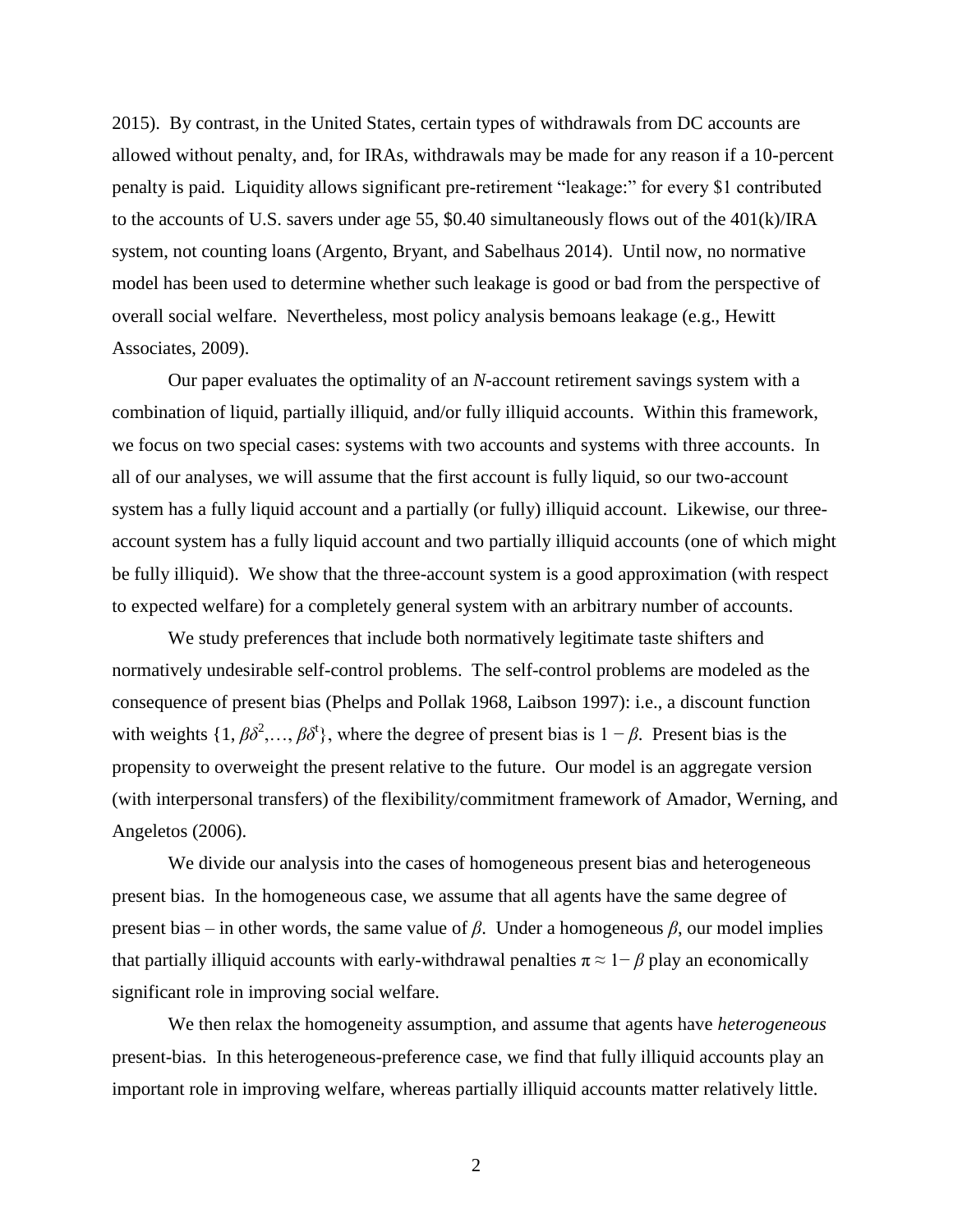2015). By contrast, in the United States, certain types of withdrawals from DC accounts are allowed without penalty, and, for IRAs, withdrawals may be made for any reason if a 10-percent penalty is paid. Liquidity allows significant pre-retirement "leakage:" for every \$1 contributed to the accounts of U.S. savers under age 55, \$0.40 simultaneously flows out of the 401(k)/IRA system, not counting loans (Argento, Bryant, and Sabelhaus 2014). Until now, no normative model has been used to determine whether such leakage is good or bad from the perspective of overall social welfare. Nevertheless, most policy analysis bemoans leakage (e.g., Hewitt Associates, 2009).

Our paper evaluates the optimality of an *N*-account retirement savings system with a combination of liquid, partially illiquid, and/or fully illiquid accounts. Within this framework, we focus on two special cases: systems with two accounts and systems with three accounts. In all of our analyses, we will assume that the first account is fully liquid, so our two-account system has a fully liquid account and a partially (or fully) illiquid account. Likewise, our three-account system has a fully liquid account and two partially illiquid accounts (one of which might be fully illiquid). We show that the three-account system is a good approximation (with respect to expected welfare) for a completely general system with an arbitrary number of accounts.

We study preferences that include both normatively legitimate taste shifters and normatively undesirable self-control problems. The self-control problems are modeled as the consequence of present bias (Phelps and Pollak 1968, Laibson 1997): i.e., a discount function with weights $\{1, \beta\delta^2, \ldots, \beta\delta^t\}$, where the degree of present bias is $1 - \beta$. Present bias is the propensity to overweight the present relative to the future. Our model is an aggregate version (with interpersonal transfers) of the flexibility/commitment framework of Amador, Werning, and Angeletos (2006).

We divide our analysis into the cases of homogeneous present bias and heterogeneous present bias. In the homogeneous case, we assume that all agents have the same degree of present bias – in other words, the same value of $\beta$. Under a homogeneous $\beta$, our model implies that partially illiquid accounts with early-withdrawal penalties $\pi \approx 1 - \beta$ play an economically significant role in improving social welfare.

We then relax the homogeneity assumption, and assume that agents have *heterogeneous* present-bias. In this heterogeneous-preference case, we find that fully illiquid accounts play an important role in improving welfare, whereas partially illiquid accounts matter relatively little.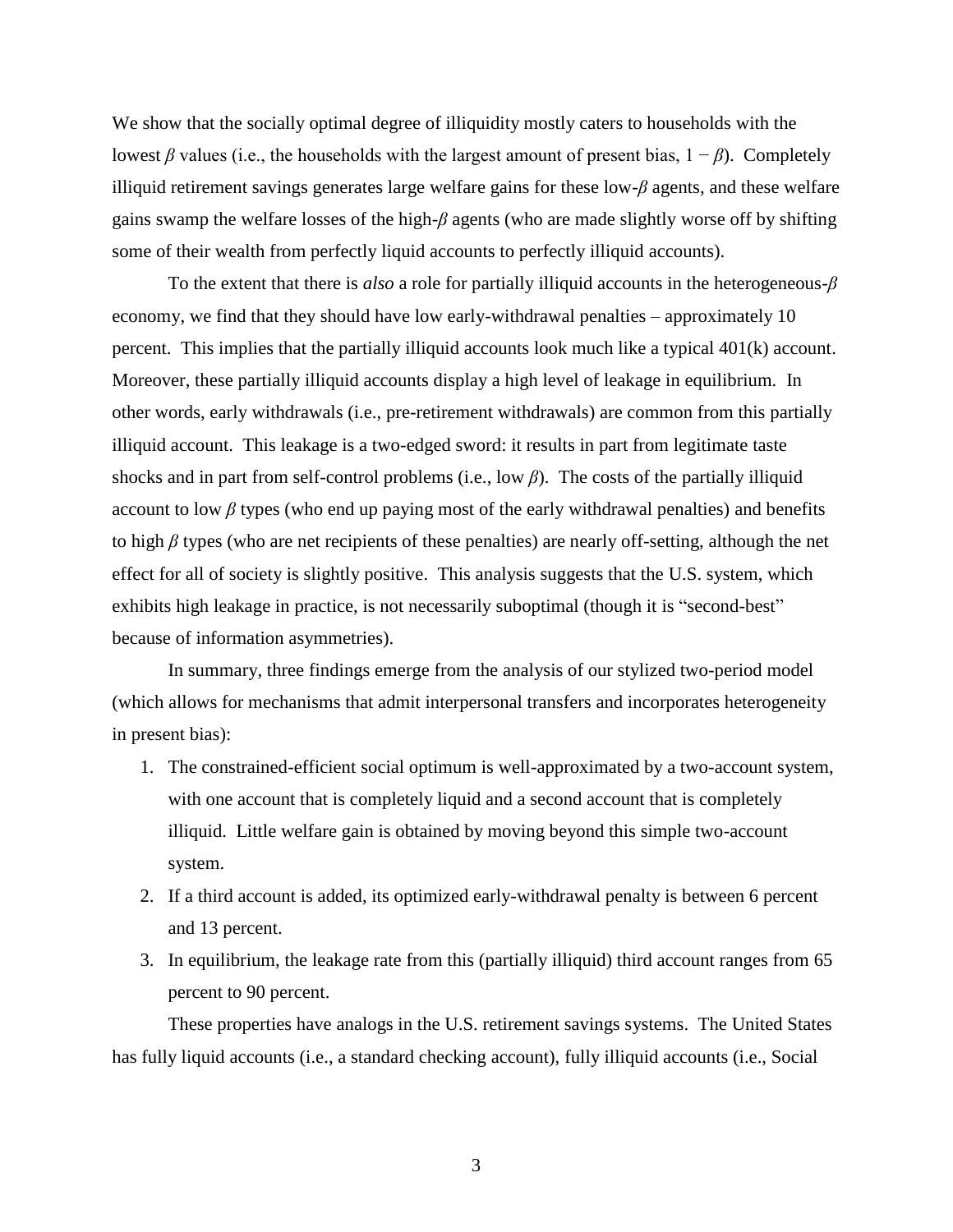We show that the socially optimal degree of illiquidity mostly caters to households with the lowest $\beta$ values (i.e., the households with the largest amount of present bias, $1 - \beta$). Completely illiquid retirement savings generates large welfare gains for these low-$\beta$ agents, and these welfare gains swamp the welfare losses of the high-$\beta$ agents (who are made slightly worse off by shifting some of their wealth from perfectly liquid accounts to perfectly illiquid accounts).

To the extent that there is *also* a role for partially illiquid accounts in the heterogeneous-$\beta$ economy, we find that they should have low early-withdrawal penalties – approximately 10 percent. This implies that the partially illiquid accounts look much like a typical 401(k) account. Moreover, these partially illiquid accounts display a high level of leakage in equilibrium. In other words, early withdrawals (i.e., pre-retirement withdrawals) are common from this partially illiquid account. This leakage is a two-edged sword: it results in part from legitimate taste shocks and in part from self-control problems (i.e., low $\beta$). The costs of the partially illiquid account to low $\beta$ types (who end up paying most of the early withdrawal penalties) and benefits to high $\beta$ types (who are net recipients of these penalties) are nearly off-setting, although the net effect for all of society is slightly positive. This analysis suggests that the U.S. system, which exhibits high leakage in practice, is not necessarily suboptimal (though it is "second-best" because of information asymmetries).

In summary, three findings emerge from the analysis of our stylized two-period model (which allows for mechanisms that admit interpersonal transfers and incorporates heterogeneity in present bias):

1. The constrained-efficient social optimum is well-approximated by a two-account system, with one account that is completely liquid and a second account that is completely illiquid. Little welfare gain is obtained by moving beyond this simple two-account system.
2. If a third account is added, its optimized early-withdrawal penalty is between 6 percent and 13 percent.
3. In equilibrium, the leakage rate from this (partially illiquid) third account ranges from 65 percent to 90 percent.

These properties have analogs in the U.S. retirement savings systems. The United States has fully liquid accounts (i.e., a standard checking account), fully illiquid accounts (i.e., Social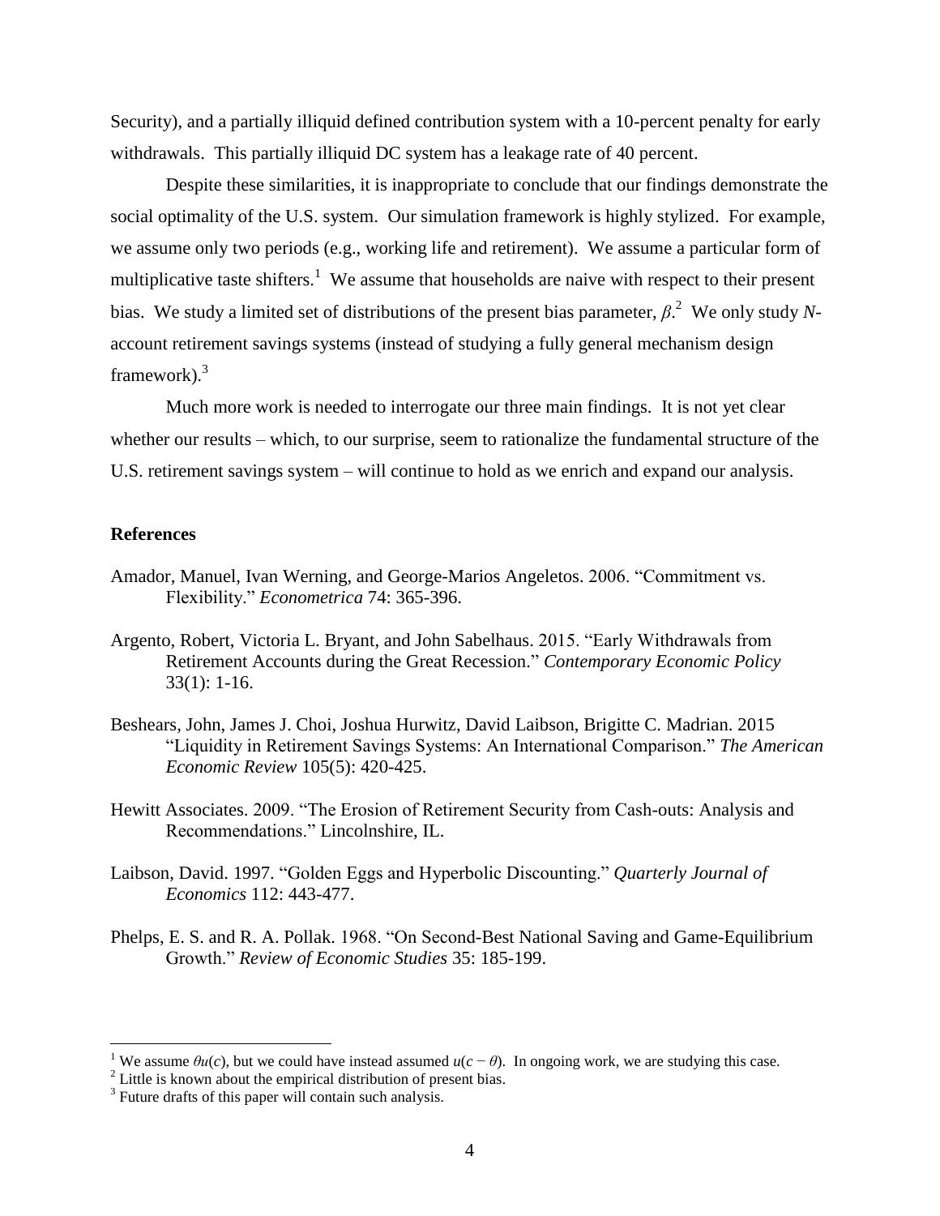Security), and a partially illiquid defined contribution system with a 10-percent penalty for early withdrawals. This partially illiquid DC system has a leakage rate of 40 percent.

Despite these similarities, it is inappropriate to conclude that our findings demonstrate the social optimality of the U.S. system. Our simulation framework is highly stylized. For example, we assume only two periods (e.g., working life and retirement). We assume a particular form of multiplicative taste shifters.[1] We assume that households are naive with respect to their present bias. We study a limited set of distributions of the present bias parameter, $\beta$.[2] We only study $N$-account retirement savings systems (instead of studying a fully general mechanism design framework).[3]

Much more work is needed to interrogate our three main findings. It is not yet clear whether our results – which, to our surprise, seem to rationalize the fundamental structure of the U.S. retirement savings system – will continue to hold as we enrich and expand our analysis.

**References**

Amador, Manuel, Ivan Werning, and George-Marios Angeletos. 2006. "Commitment vs. Flexibility." *Econometrica* 74: 365-396.

Argento, Robert, Victoria L. Bryant, and John Sabelhaus. 2015. "Early Withdrawals from Retirement Accounts during the Great Recession." *Contemporary Economic Policy* 33(1): 1-16.

Beshears, John, James J. Choi, Joshua Hurwitz, David Laibson, Brigitte C. Madrian. 2015 "Liquidity in Retirement Savings Systems: An International Comparison." *The American Economic Review* 105(5): 420-425.

Hewitt Associates. 2009. "The Erosion of Retirement Security from Cash-outs: Analysis and Recommendations." Lincolnshire, IL.

Laibson, David. 1997. "Golden Eggs and Hyperbolic Discounting." *Quarterly Journal of Economics* 112: 443-477.

Phelps, E. S. and R. A. Pollak. 1968. "On Second-Best National Saving and Game-Equilibrium Growth." *Review of Economic Studies* 35: 185-199.

---

[1] We assume $\theta u(c)$, but we could have instead assumed $u(c - \theta)$. In ongoing work, we are studying this case.

[2] Little is known about the empirical distribution of present bias.

[3] Future drafts of this paper will contain such analysis.